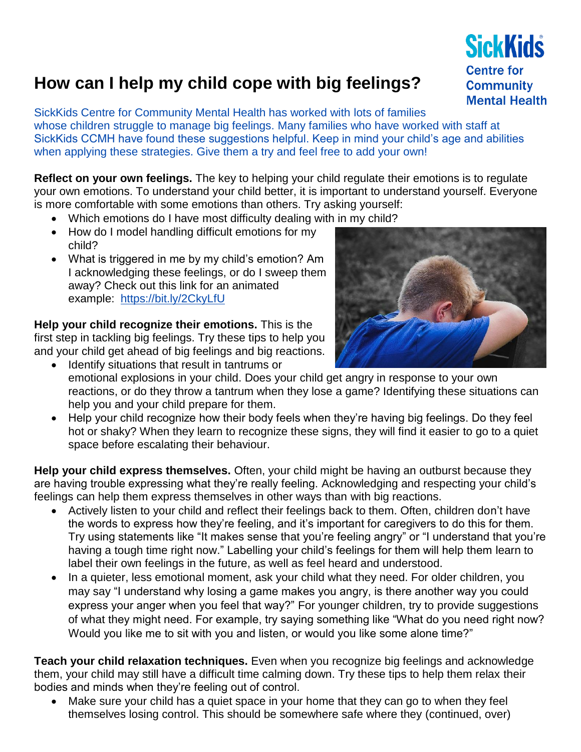# How can I help my child cope with big feelings?

SickKids Centre for Community Mental Health

SickKids Centre for Community Mental Health has worked with lots of families whose children struggle to manage big feelings. Many families who have worked with staff at SickKids CCMH have found these suggestions helpful. Keep in mind your child's age and abilities when applying these strategies. Give them a try and feel free to add your own!

**Reflect on your own feelings.** The key to helping your child regulate their emotions is to regulate your own emotions. To understand your child better, it is important to understand yourself. Everyone is more comfortable with some emotions than others. Try asking yourself:

- Which emotions do I have most difficulty dealing with in my child?
- How do I model handling difficult emotions for my child?
- What is triggered in me by my child's emotion? Am I acknowledging these feelings, or do I sweep them away? Check out this link for an animated example: https://bit.ly/2CkyLfU

**Help your child recognize their emotions.** This is the first step in tackling big feelings. Try these tips to help you and your child get ahead of big feelings and big reactions.

- Identify situations that result in tantrums or emotional explosions in your child. Does your child get angry in response to your own reactions, or do they throw a tantrum when they lose a game? Identifying these situations can help you and your child prepare for them.
- Help your child recognize how their body feels when they're having big feelings. Do they feel hot or shaky? When they learn to recognize these signs, they will find it easier to go to a quiet space before escalating their behaviour.

**Help your child express themselves.** Often, your child might be having an outburst because they are having trouble expressing what they're really feeling. Acknowledging and respecting your child's feelings can help them express themselves in other ways than with big reactions.

- Actively listen to your child and reflect their feelings back to them. Often, children don't have the words to express how they're feeling, and it's important for caregivers to do this for them. Try using statements like "It makes sense that you're feeling angry" or "I understand that you're having a tough time right now." Labelling your child's feelings for them will help them learn to label their own feelings in the future, as well as feel heard and understood.
- In a quieter, less emotional moment, ask your child what they need. For older children, you may say "I understand why losing a game makes you angry, is there another way you could express your anger when you feel that way?" For younger children, try to provide suggestions of what they might need. For example, try saying something like "What do you need right now? Would you like me to sit with you and listen, or would you like some alone time?"

**Teach your child relaxation techniques.** Even when you recognize big feelings and acknowledge them, your child may still have a difficult time calming down. Try these tips to help them relax their bodies and minds when they're feeling out of control.

- Make sure your child has a quiet space in your home that they can go to when they feel themselves losing control. This should be somewhere safe where they (continued, over)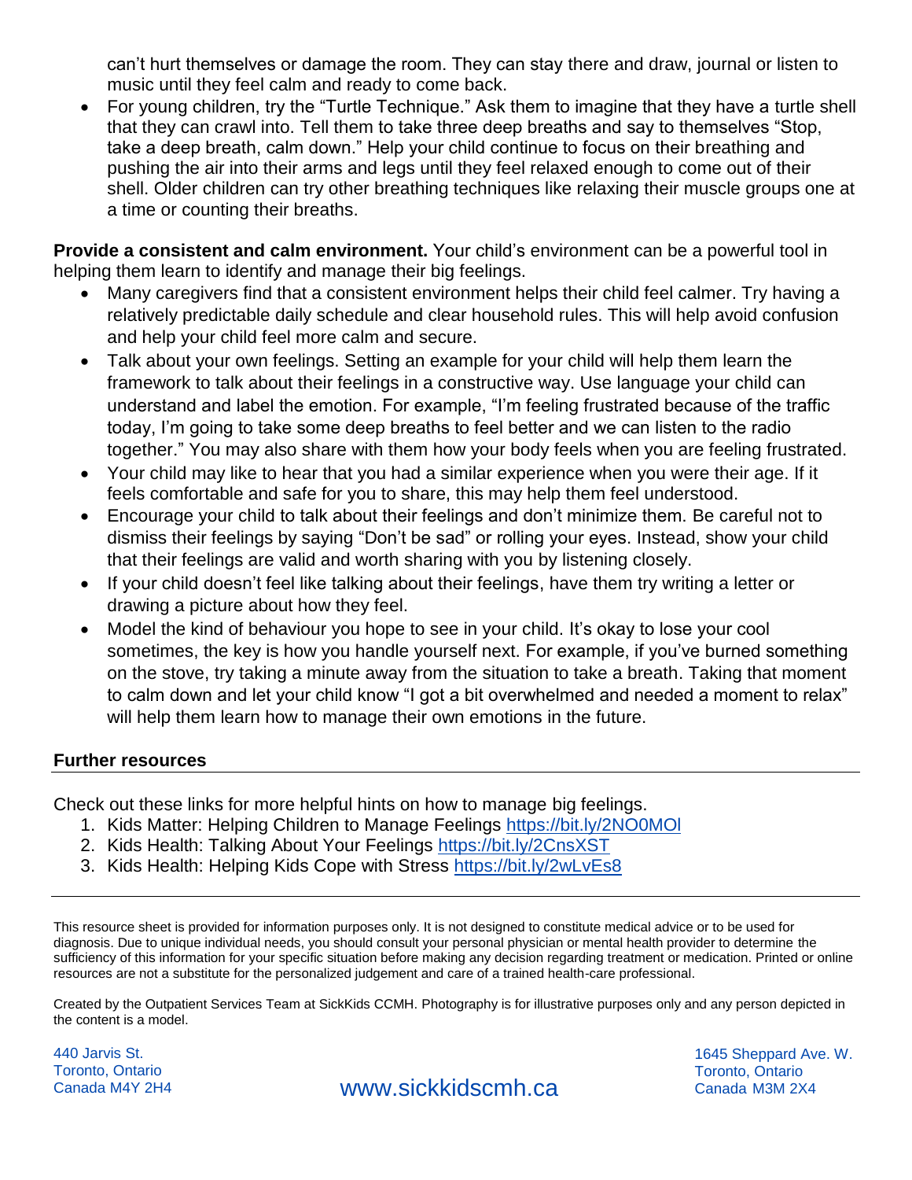can't hurt themselves or damage the room. They can stay there and draw, journal or listen to music until they feel calm and ready to come back.

- For young children, try the "Turtle Technique." Ask them to imagine that they have a turtle shell that they can crawl into. Tell them to take three deep breaths and say to themselves "Stop, take a deep breath, calm down." Help your child continue to focus on their breathing and pushing the air into their arms and legs until they feel relaxed enough to come out of their shell. Older children can try other breathing techniques like relaxing their muscle groups one at a time or counting their breaths.

**Provide a consistent and calm environment.** Your child's environment can be a powerful tool in helping them learn to identify and manage their big feelings.

- Many caregivers find that a consistent environment helps their child feel calmer. Try having a relatively predictable daily schedule and clear household rules. This will help avoid confusion and help your child feel more calm and secure.
- Talk about your own feelings. Setting an example for your child will help them learn the framework to talk about their feelings in a constructive way. Use language your child can understand and label the emotion. For example, "I'm feeling frustrated because of the traffic today, I'm going to take some deep breaths to feel better and we can listen to the radio together." You may also share with them how your body feels when you are feeling frustrated.
- Your child may like to hear that you had a similar experience when you were their age. If it feels comfortable and safe for you to share, this may help them feel understood.
- Encourage your child to talk about their feelings and don't minimize them. Be careful not to dismiss their feelings by saying "Don't be sad" or rolling your eyes. Instead, show your child that their feelings are valid and worth sharing with you by listening closely.
- If your child doesn't feel like talking about their feelings, have them try writing a letter or drawing a picture about how they feel.
- Model the kind of behaviour you hope to see in your child. It's okay to lose your cool sometimes, the key is how you handle yourself next. For example, if you've burned something on the stove, try taking a minute away from the situation to take a breath. Taking that moment to calm down and let your child know "I got a bit overwhelmed and needed a moment to relax" will help them learn how to manage their own emotions in the future.

## Further resources

Check out these links for more helpful hints on how to manage big feelings.

1. Kids Matter: Helping Children to Manage Feelings https://bit.ly/2NO0MOl
2. Kids Health: Talking About Your Feelings https://bit.ly/2CnsXST
3. Kids Health: Helping Kids Cope with Stress https://bit.ly/2wLvEs8

---

This resource sheet is provided for information purposes only. It is not designed to constitute medical advice or to be used for diagnosis. Due to unique individual needs, you should consult your personal physician or mental health provider to determine the sufficiency of this information for your specific situation before making any decision regarding treatment or medication. Printed or online resources are not a substitute for the personalized judgement and care of a trained health-care professional.

Created by the Outpatient Services Team at SickKids CCMH. Photography is for illustrative purposes only and any person depicted in the content is a model.

440 Jarvis St.
Toronto, Ontario
Canada M4Y 2H4

www.sickkidscmh.ca

1645 Sheppard Ave. W.
Toronto, Ontario
Canada M3M 2X4